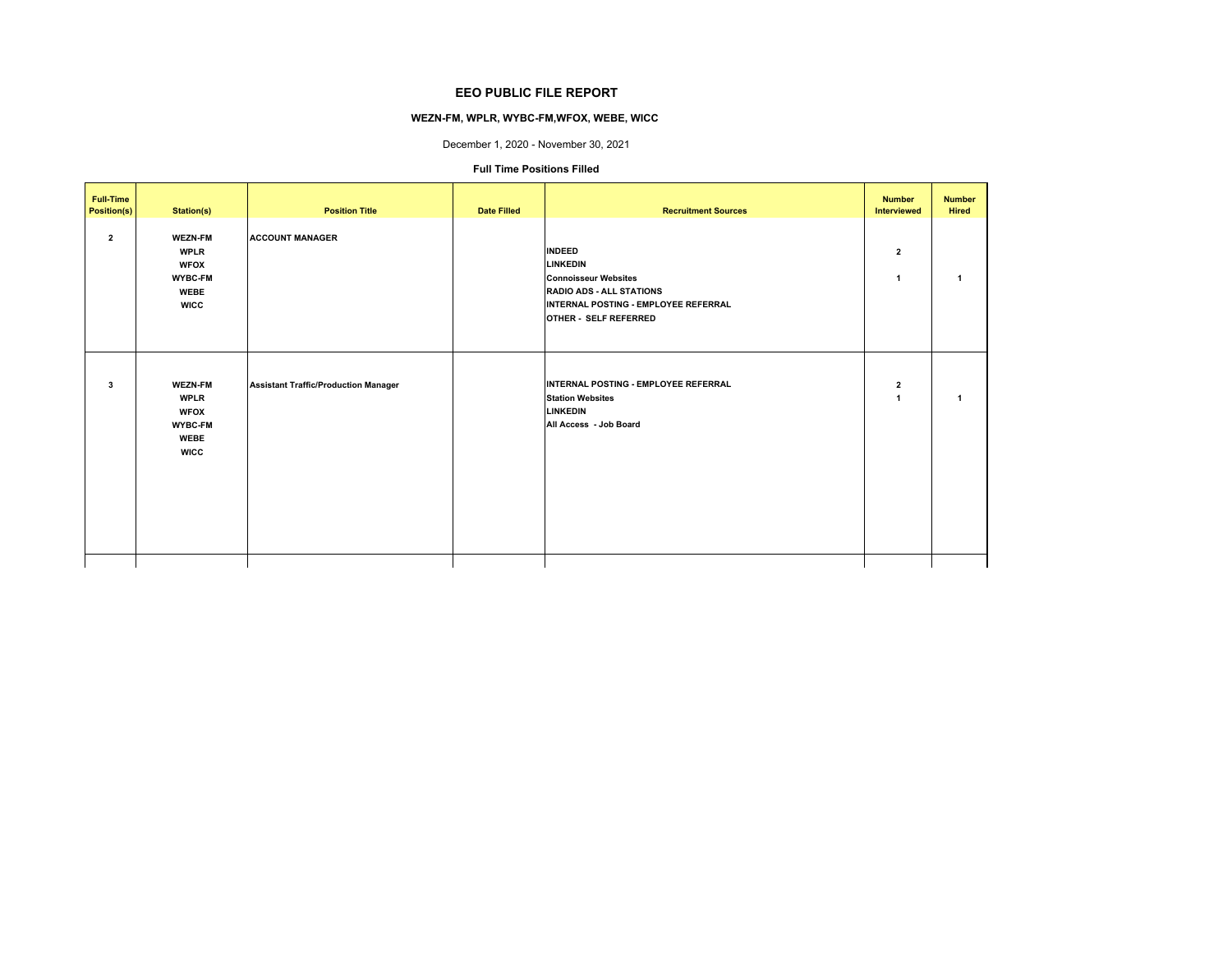# EEO PUBLIC FILE REPORT

## WEZN-FM, WPLR, WYBC-FM,WFOX, WEBE, WICC

December 1, 2020 - November 30, 2021

### Full Time Positions Filled

| Full-Time Position(s) | Station(s) | Position Title | Date Filled | Recruitment Sources | Number Interviewed | Number Hired |
|---|---|---|---|---|---|---|
| 2 | WEZN-FM<br>WPLR<br>WFOX<br>WYBC-FM<br>WEBE<br>WICC | ACCOUNT MANAGER | | INDEED<br>LINKEDIN<br>Connoisseur Websites<br>RADIO ADS - ALL STATIONS<br>INTERNAL POSTING - EMPLOYEE REFERRAL<br>OTHER - SELF REFERRED | 2<br><br>1 | <br><br>1 |
| 3 | WEZN-FM<br>WPLR<br>WFOX<br>WYBC-FM<br>WEBE<br>WICC | Assistant Traffic/Production Manager | | INTERNAL POSTING - EMPLOYEE REFERRAL<br>Station Websites<br>LINKEDIN<br>All Access - Job Board | 2<br>1 | <br>1 |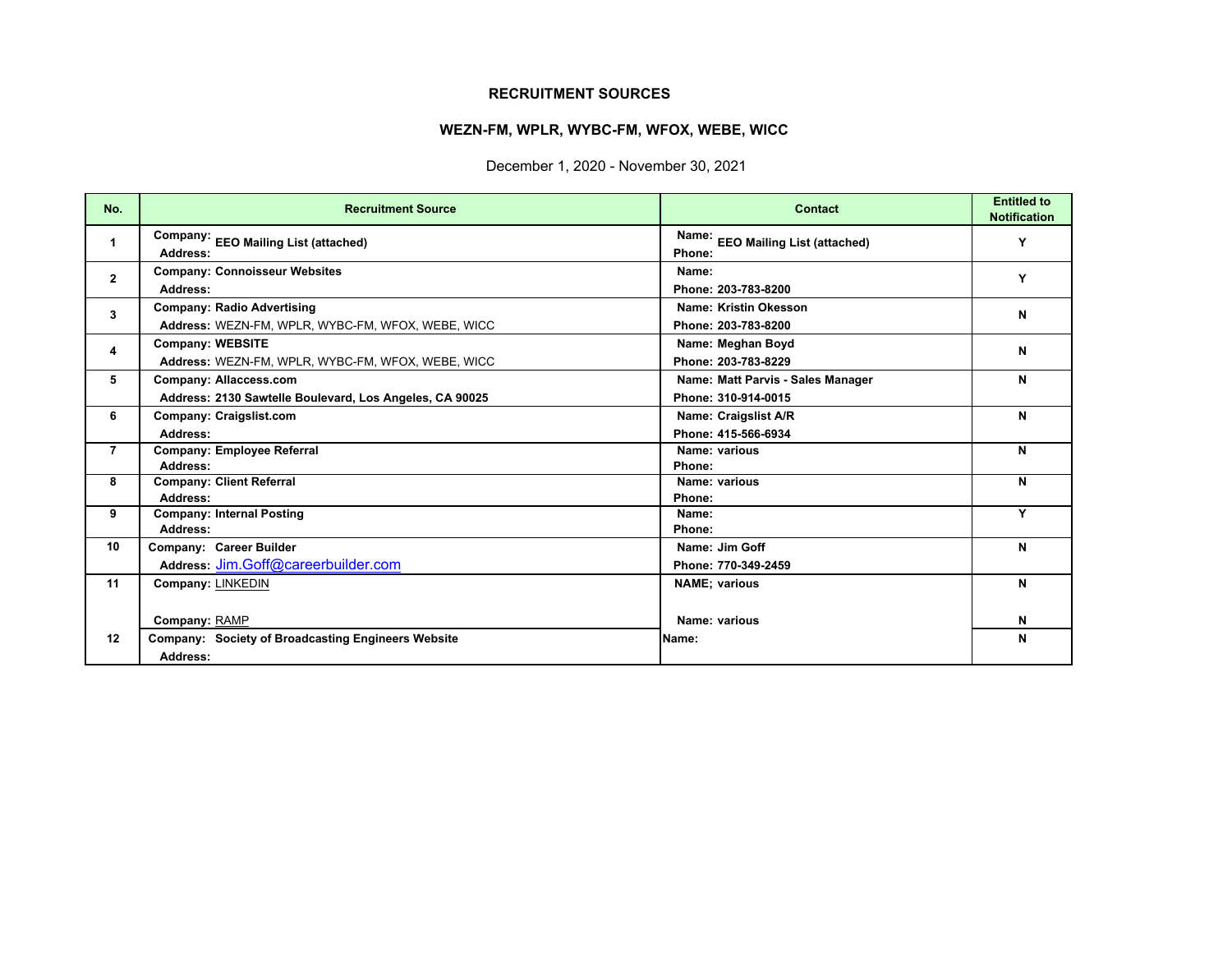**RECRUITMENT SOURCES**

**WEZN-FM, WPLR, WYBC-FM, WFOX, WEBE, WICC**

December 1, 2020 - November 30, 2021

| No. | Recruitment Source | Contact | Entitled to Notification |
|---|---|---|---|
| 1 | **Company:** EEO Mailing List (attached)<br>**Address:** | **Name:** EEO Mailing List (attached)<br>**Phone:** | Y |
| 2 | **Company:** Connoisseur Websites<br>**Address:** | **Name:**<br>**Phone:** 203-783-8200 | Y |
| 3 | **Company:** Radio Advertising<br>**Address:** WEZN-FM, WPLR, WYBC-FM, WFOX, WEBE, WICC | **Name:** Kristin Okesson<br>**Phone:** 203-783-8200 | N |
| 4 | **Company:** WEBSITE<br>**Address:** WEZN-FM, WPLR, WYBC-FM, WFOX, WEBE, WICC | **Name:** Meghan Boyd<br>**Phone:** 203-783-8229 | N |
| 5 | **Company:** Allaccess.com<br>**Address:** 2130 Sawtelle Boulevard, Los Angeles, CA 90025 | **Name:** Matt Parvis - Sales Manager<br>**Phone:** 310-914-0015 | N |
| 6 | **Company:** Craigslist.com<br>**Address:** | **Name:** Craigslist A/R<br>**Phone:** 415-566-6934 | N |
| 7 | **Company:** Employee Referral<br>**Address:** | **Name:** various<br>**Phone:** | N |
| 8 | **Company:** Client Referral<br>**Address:** | **Name:** various<br>**Phone:** | N |
| 9 | **Company:** Internal Posting<br>**Address:** | **Name:**<br>**Phone:** | Y |
| 10 | **Company:** Career Builder<br>**Address:** Jim.Goff@careerbuilder.com | **Name:** Jim Goff<br>**Phone:** 770-349-2459 | N |
| 11 | **Company:** LINKEDIN<br><br>**Company:** RAMP | **NAME;** various<br><br>**Name:** various | N<br><br>N |
| 12 | **Company:** Society of Broadcasting Engineers Website<br>**Address:** | **Name:** | N |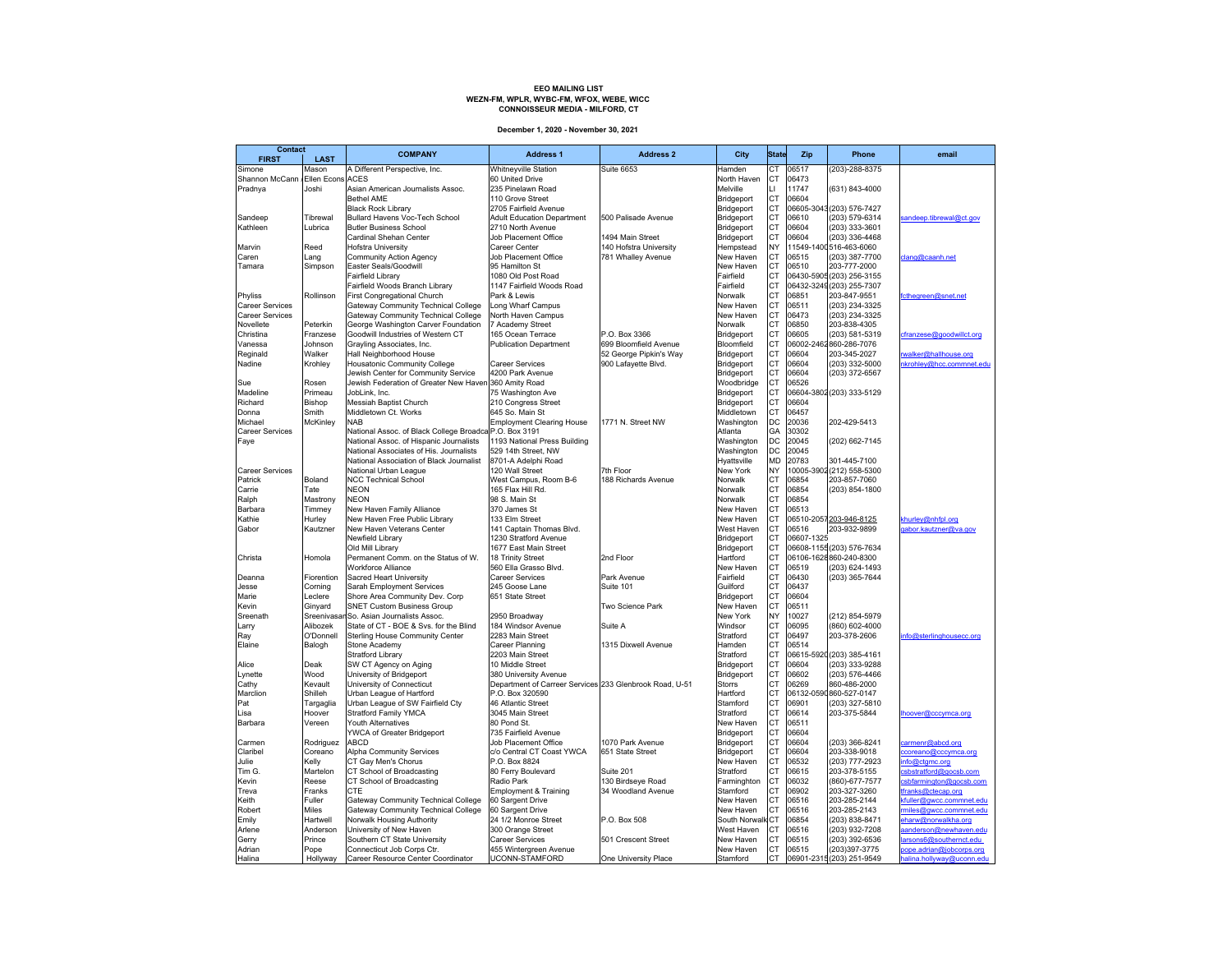**EEO MAILING LIST**
**WEZN-FM, WPLR, WYBC-FM, WFOX, WEBE, WICC**
**CONNOISSEUR MEDIA - MILFORD, CT**

**December 1, 2020 - November 30, 2021**

| Contact FIRST | LAST | COMPANY | Address 1 | Address 2 | City | State | Zip | Phone | email |
|---|---|---|---|---|---|---|---|---|---|
| Simone | Mason | A Different Perspective, Inc. | Whitneyville Station | Suite 6653 | Hamden | CT | 06517 | (203)-288-8375 | |
| Shannon McCann | Ellen Econs | ACES | 60 United Drive | | North Haven | CT | 06473 | | |
| Pradnya | Joshi | Asian American Journalists Assoc. | 235 Pinelawn Road | | Melville | LI | 11747 | (631) 843-4000 | |
| | | Bethel AME | 110 Grove Street | | Bridgeport | CT | 06604 | | |
| | | Black Rock Library | 2705 Fairfield Avenue | | Bridgeport | CT | 06605-3043 | (203) 576-7427 | |
| Sandeep | Tibrewal | Bullard Havens Voc-Tech School | Adult Education Department | 500 Palisade Avenue | Bridgeport | CT | 06610 | (203) 579-6314 | sandeep.tibrewal@ct.gov |
| Kathleen | Lubrica | Butler Business School | 2710 North Avenue | | Bridgeport | CT | 06604 | (203) 333-3601 | |
| | | Cardinal Shehan Center | Job Placement Office | 1494 Main Street | Bridgeport | CT | 06604 | (203) 336-4468 | |
| Marvin | Reed | Hofstra University | Career Center | 140 Hofstra University | Hempstead | NY | 11549-1400 | 516-463-6060 | |
| Caren | Lang | Community Action Agency | Job Placement Office | 781 Whalley Avenue | New Haven | CT | 06515 | (203) 387-7700 | clang@caanh.net |
| Tamara | Simpson | Easter Seals/Goodwill | 95 Hamilton St | | New Haven | CT | 06510 | 203-777-2000 | |
| | | Fairfield Library | 1080 Old Post Road | | Fairfield | CT | 06430-5905 | (203) 256-3155 | |
| | | Fairfield Woods Branch Library | 1147 Fairfield Woods Road | | Fairfield | CT | 06432-3249 | (203) 255-7307 | |
| Phyliss | Rollinson | First Congregational Church | Park & Lewis | | Norwalk | CT | 06851 | 203-847-9551 | fcthegreen@snet.net |
| Career Services | | Gateway Community Technical College | Long Wharf Campus | | New Haven | CT | 06511 | (203) 234-3325 | |
| Career Services | | Gateway Community Technical College | North Haven Campus | | New Haven | CT | 06473 | (203) 234-3325 | |
| Novellete | Peterkin | George Washington Carver Foundation | 7 Academy Street | | Norwalk | CT | 06850 | 203-838-4305 | |
| Christina | Franzese | Goodwill Industries of Western CT | 165 Ocean Terrace | P.O. Box 3366 | Bridgeport | CT | 06605 | (203) 581-5319 | cfranzese@goodwillct.org |
| Vanessa | Johnson | Grayling Associates, Inc. | Publication Department | 699 Bloomfield Avenue | Bloomfield | CT | 06002-2462 | 860-286-7076 | |
| Reginald | Walker | Hall Neighborhood House | | 52 George Pipkin's Way | Bridgeport | CT | 06604 | 203-345-2027 | rwalker@hallhouse.org |
| Nadine | Krohley | Housatonic Community College | Career Services | 900 Lafayette Blvd. | Bridgeport | CT | 06604 | (203) 332-5000 | nkrohley@hcc.commnet.edu |
| | | Jewish Center for Community Service | 4200 Park Avenue | | Bridgeport | CT | 06604 | (203) 372-6567 | |
| Sue | Rosen | Jewish Federation of Greater New Haven | 360 Amity Road | | Woodbridge | CT | 06526 | | |
| Madeline | Primeau | JobLink, Inc. | 75 Washington Ave | | Bridgeport | CT | 06604-3802 | (203) 333-5129 | |
| Richard | Bishop | Messiah Baptist Church | 210 Congress Street | | Bridgeport | CT | 06604 | | |
| Donna | Smith | Middletown Ct. Works | 645 So. Main St | | Middletown | CT | 06457 | | |
| Michael | McKinley | NAB | Employment Clearing House | 1771 N. Street NW | Washington | DC | 20036 | 202-429-5413 | |
| Career Services | | National Assoc. of Black College Broadca | P.O. Box 3191 | | Atlanta | GA | 30302 | | |
| Faye | | National Assoc. of Hispanic Journalists | 1193 National Press Building | | Washington | DC | 20045 | (202) 662-7145 | |
| | | National Associates of His. Journalists | 529 14th Street, NW | | Washington | DC | 20045 | | |
| | | National Association of Black Journalist | 8701-A Adelphi Road | | Hyattsville | MD | 20783 | 301-445-7100 | |
| Career Services | | National Urban League | 120 Wall Street | 7th Floor | New York | NY | 10005-3902 | (212) 558-5300 | |
| Patrick | Boland | NCC Technical School | West Campus, Room B-6 | 188 Richards Avenue | Norwalk | CT | 06854 | 203-857-7060 | |
| Carrie | Tate | NEON | 165 Flax Hill Rd. | | Norwalk | CT | 06854 | (203) 854-1800 | |
| Ralph | Mastrony | NEON | 98 S. Main St | | Norwalk | CT | 06854 | | |
| Barbara | Timmey | New Haven Family Alliance | 370 James St | | New Haven | CT | 06513 | | |
| Kathie | Hurley | New Haven Free Public Library | 133 Elm Street | | New Haven | CT | 06510-2057 | 203-946-8125 | khurley@nhfpl.org |
| Gabor | Kautzner | New Haven Veterans Center | 141 Captain Thomas Blvd. | | West Haven | CT | 06516 | 203-932-9899 | gabor.kautzner@va.gov |
| | | Newfield Library | 1230 Stratford Avenue | | Bridgeport | CT | 06607-1325 | | |
| | | Old Mill Library | 1677 East Main Street | | Bridgeport | CT | 06608-1155 | (203) 576-7634 | |
| Christa | Homola | Permanent Comm. on the Status of W. | 18 Trinity Street | 2nd Floor | Hartford | CT | 06106-1628 | 860-240-8300 | |
| | | Workforce Alliance | 560 Ella Grasso Blvd. | | New Haven | CT | 06519 | (203) 624-1493 | |
| Deanna | Fiorention | Sacred Heart University | Career Services | Park Avenue | Fairfield | CT | 06430 | (203) 365-7644 | |
| Jesse | Corning | Sarah Employment Services | 245 Goose Lane | Suite 101 | Guilford | CT | 06437 | | |
| Marie | Leclere | Shore Area Community Dev. Corp | 651 State Street | | Bridgeport | CT | 06604 | | |
| Kevin | Ginyard | SNET Custom Business Group | | Two Science Park | New Haven | CT | 06511 | | |
| Sreenath | Sreenivasan | So. Asian Journalists Assoc. | 2950 Broadway | | New York | NY | 10027 | (212) 854-5979 | |
| Larry | Alibozek | State of CT - BOE & Svs. for the Blind | 184 Windsor Avenue | Suite A | Windsor | CT | 06095 | (860) 602-4000 | |
| Ray | O'Donnell | Sterling House Community Center | 2283 Main Street | | Stratford | CT | 06497 | 203-378-2606 | info@sterlinghousecc.org |
| Elaine | Balogh | Stone Academy | Career Planning | 1315 Dixwell Avenue | Hamden | CT | 06514 | | |
| | | Stratford Library | 2203 Main Street | | Stratford | CT | 06615-5920 | (203) 385-4161 | |
| Alice | Deak | SW CT Agency on Aging | 10 Middle Street | | Bridgeport | CT | 06604 | (203) 333-9288 | |
| Lynette | Wood | University of Bridgeport | 380 University Avenue | | Bridgeport | CT | 06602 | (203) 576-4466 | |
| Cathy | Kevault | University of Connecticut | Department of Carreer Services | 233 Glenbrook Road, U-51 | Storrs | CT | 06269 | 860-486-2000 | |
| Marclion | Shilleh | Urban League of Hartford | P.O. Box 320590 | | Hartford | CT | 06132-0590 | 860-527-0147 | |
| Pat | Targaglia | Urban League of SW Fairfield Cty | 46 Atlantic Street | | Stamford | CT | 06901 | (203) 327-5810 | |
| Lisa | Hoover | Stratford Family YMCA | 3045 Main Street | | Stratford | CT | 06614 | 203-375-5844 | lhoover@cccymca.org |
| Barbara | Vereen | Youth Alternatives | 80 Pond St. | | New Haven | CT | 06511 | | |
| | | YWCA of Greater Bridgeport | 735 Fairfield Avenue | | Bridgeport | CT | 06604 | | |
| Carmen | Rodriguez | ABCD | Job Placement Office | 1070 Park Avenue | Bridgeport | CT | 06604 | (203) 366-8241 | carmenr@abcd.org |
| Claribel | Coreano | Alpha Community Services | c/o Central CT Coast YWCA | 651 State Street | Bridgeport | CT | 06604 | 203-338-9018 | ccoreano@cccymca.org |
| Julie | Kelly | CT Gay Men's Chorus | P.O. Box 8824 | | New Haven | CT | 06532 | (203) 777-2923 | info@ctgmc.org |
| Tim G. | Martelon | CT School of Broadcasting | 80 Ferry Boulevard | Suite 201 | Stratford | CT | 06615 | 203-378-5155 | csbstratford@gocsb.com |
| Kevin | Reese | CT School of Broadcasting | Radio Park | 130 Birdseye Road | Farmington | CT | 06032 | (860)-677-7577 | csbfarmington@gocsb.com |
| Treva | Franks | CTE | Employment & Training | 34 Woodland Avenue | Stamford | CT | 06902 | 203-327-3260 | tfranks@ctecap.org |
| Keith | Fuller | Gateway Community Technical College | 60 Sargent Drive | | New Haven | CT | 06516 | 203-285-2144 | kfuller@gwcc.commnet.edu |
| Robert | Miles | Gateway Community Technical College | 60 Sargent Drive | | New Haven | CT | 06516 | 203-285-2143 | rmiles@gwcc.commnet.edu |
| Emily | Hartwell | Norwalk Housing Authority | 24 1/2 Monroe Street | P.O. Box 508 | South Norwalk | CT | 06854 | (203) 838-8471 | eharw@norwalkha.org |
| Arlene | Anderson | University of New Haven | 300 Orange Street | | West Haven | CT | 06516 | (203) 932-7208 | aanderson@newhaven.edu |
| Gerry | Prince | Southern CT State University | Career Services | 501 Crescent Street | New Haven | CT | 06515 | (203) 392-6536 | larsons6@southernct.edu |
| Adrian | Pope | Connecticut Job Corps Ctr. | 455 Wintergreen Avenue | | New Haven | CT | 06515 | (203)397-3775 | pope.adrian@jobcorps.org |
| Halina | Hollyway | Career Resource Center Coordinator | UCONN-STAMFORD | One University Place | Stamford | CT | 06901-2315 | (203) 251-9549 | halina.hollyway@uconn.edu |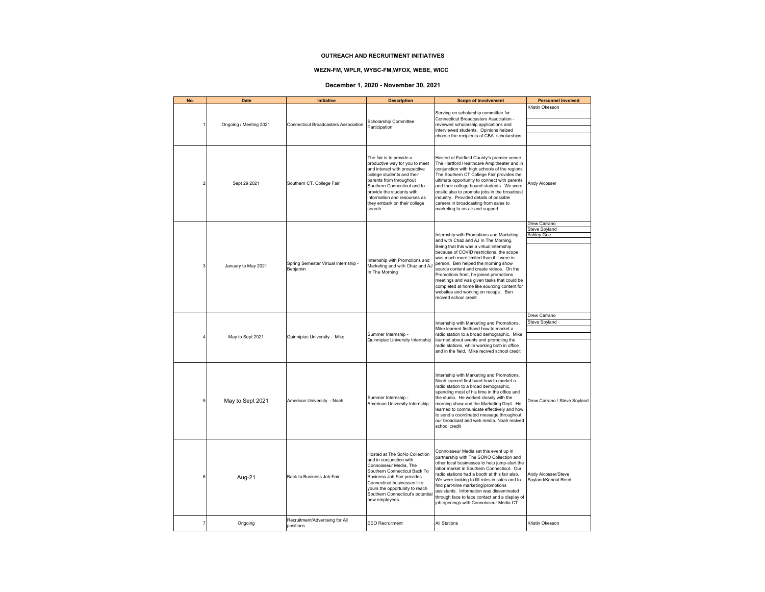**OUTREACH AND RECRUITMENT INITIATIVES**

**WEZN-FM, WPLR, WYBC-FM,WFOX, WEBE, WICC**

**December 1, 2020 - November 30, 2021**

| No. | Date | Initiative | Description | Scope of Involvement | Personnel Involved |
|---|---|---|---|---|---|
| 1 | Ongoing / Meeting 2021 | Connecticut Broadcasters Association | Scholarship Committee Participation | Serving on scholarship committee for Connecticut Broadcasters Association - reviewed scholarship applications and interviewed students. Opinions helped choose the recipients of CBA scholarships. | Kristin Okesson |
| 2 | Sept 29 2021 | Southern CT. College Fair | The fair is to provide a productive way for you to meet and interact with prospective college students and their parents from throughout Southern Connecticut and to provide the students with information and resources as they embark on their college search. | Hosted at Fairfield County's premier venue The Hartford Healthcare Ampitheater and in conjunction with high schools of the regions The Southern CT College Fair provides the ultimate opportunity to connect with parents and their college bound students. We were onsite also to promote jobs in the broadcast industry. Provided details of possible careers in broadcasting from sales to marketing to on-air and support | Andy Alcosser |
| 3 | January to May 2021 | Spring Semester Virtual Internship - Benjamin | Internship with Promotions and Marketing and with Chaz and AJ In The Morning | Internship with Promotions and Marketing and with Chaz and AJ In The Morning. Being that this was a virtual internship because of COVID restrictions, the scope was much more limited than if it were in person. Ben helped the morning show source content and create videos. On the Promotions front, he joined promotions meetings and was given tasks that could be completed at home like sourcing content for websites and working on recaps. Ben recived school credit | Drew Carrano<br>Steve Soyland<br>Ashley Gee |
| 4 | May to Sept 2021 | Quinnipiac University - Mike | Summer Internship - Quinnipiac University Internship | Internship with Marketing and Promotions. Mike learned firsthand how to market a radio station to a broad demographic. Mike learned about events and promoting the radio stations, while working both in office and in the field. Mike recived school credit | Drew Carrano<br>Steve Soyland |
| 5 | May to Sept 2021 | American University - Noah | Summer Internship - American University Internship | Internship with Marketing and Promotions. Noah learned first hand how to market a radio station to a broad demographic, spending most of his time in the office and the studio. He worked closely with the morning show and the Marketing Dept. He learned to communicate effectively and how to send a coordinated message throughout our broadcast and web media. Noah recived school credit | Drew Carrano / Steve Soyland |
| 6 | Aug-21 | Back to Business Job Fair | Hosted at The SoNo Collection and in conjunction with Connoisseur Media, The Southern Connecticut Back To Business Job Fair provides Connecticut businesses like yours the opportunity to reach Southern Connecticut's potential new employees. | Connoisseur Media set this event up in partnership with The SONO Collection and other local businesses to help jump-start the labor market in Southern Connecticut. Our radio stations had a booth at this fair also. We were looking to fill roles in sales and to find part-time marketing/promotions assistants. Information was disseminated through face to face contact and a display of job openings with Connoisseur Media CT | Andy Alcosser/Steve Soyland/Kendal Reed |
| 7 | Ongoing | Recruitment/Advertising for All positions | EEO Recruitment | All Stations | Kristin Okesson |